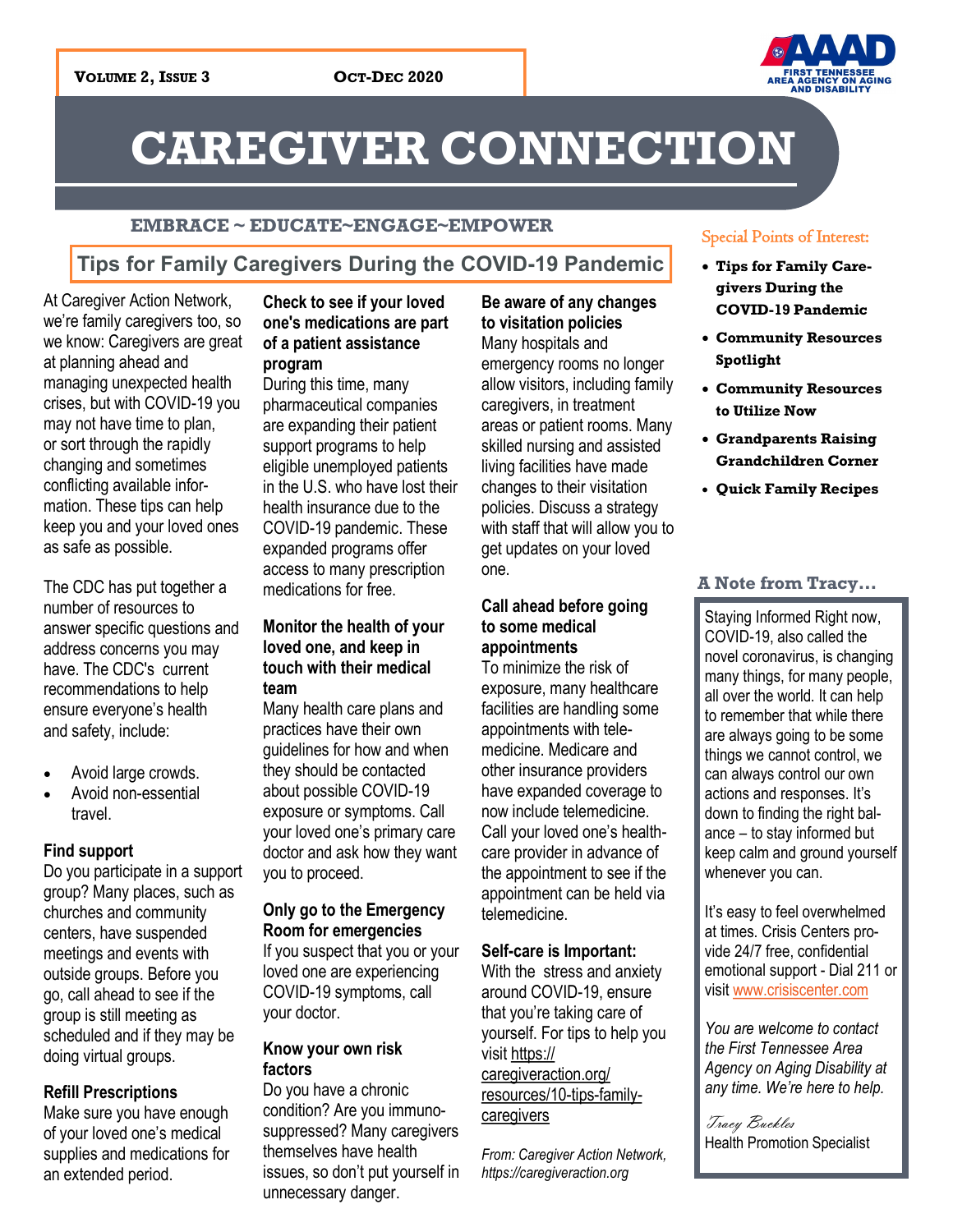**Volume 2, Issue 3** **Oct-Dec 2020**

FIRST TENNESSEE AREA AGENCY ON AGING AND DISABILITY

# CAREGIVER CONNECTION

**EMBRACE ~ EDUCATE~ENGAGE~EMPOWER**

## Tips for Family Caregivers During the COVID-19 Pandemic

At Caregiver Action Network, we're family caregivers too, so we know: Caregivers are great at planning ahead and managing unexpected health crises, but with COVID-19 you may not have time to plan, or sort through the rapidly changing and sometimes conflicting available information. These tips can help keep you and your loved ones as safe as possible.

The CDC has put together a number of resources to answer specific questions and address concerns you may have. The CDC's current recommendations to help ensure everyone's health and safety, include:

- Avoid large crowds.
- Avoid non-essential travel.

**Find support**
Do you participate in a support group? Many places, such as churches and community centers, have suspended meetings and events with outside groups. Before you go, call ahead to see if the group is still meeting as scheduled and if they may be doing virtual groups.

**Refill Prescriptions**
Make sure you have enough of your loved one's medical supplies and medications for an extended period.

**Check to see if your loved one's medications are part of a patient assistance program**
During this time, many pharmaceutical companies are expanding their patient support programs to help eligible unemployed patients in the U.S. who have lost their health insurance due to the COVID-19 pandemic. These expanded programs offer access to many prescription medications for free.

**Monitor the health of your loved one, and keep in touch with their medical team**
Many health care plans and practices have their own guidelines for how and when they should be contacted about possible COVID-19 exposure or symptoms. Call your loved one's primary care doctor and ask how they want you to proceed.

**Only go to the Emergency Room for emergencies**
If you suspect that you or your loved one are experiencing COVID-19 symptoms, call your doctor.

**Know your own risk factors**
Do you have a chronic condition? Are you immunosuppressed? Many caregivers themselves have health issues, so don't put yourself in unnecessary danger.

**Be aware of any changes to visitation policies**
Many hospitals and emergency rooms no longer allow visitors, including family caregivers, in treatment areas or patient rooms. Many skilled nursing and assisted living facilities have made changes to their visitation policies. Discuss a strategy with staff that will allow you to get updates on your loved one.

**Call ahead before going to some medical appointments**
To minimize the risk of exposure, many healthcare facilities are handling some appointments with telemedicine. Medicare and other insurance providers have expanded coverage to now include telemedicine. Call your loved one's healthcare provider in advance of the appointment to see if the appointment can be held via telemedicine.

**Self-care is Important:**
With the stress and anxiety around COVID-19, ensure that you're taking care of yourself. For tips to help you visit https://caregiveraction.org/resources/10-tips-family-caregivers

*From: Caregiver Action Network, https://caregiveraction.org*

### Special Points of Interest:

- **Tips for Family Caregivers During the COVID-19 Pandemic**
- **Community Resources Spotlight**
- **Community Resources to Utilize Now**
- **Grandparents Raising Grandchildren Corner**
- **Quick Family Recipes**

### A Note from Tracy...

Staying Informed Right now, COVID-19, also called the novel coronavirus, is changing many things, for many people, all over the world. It can help to remember that while there are always going to be some things we cannot control, we can always control our own actions and responses. It's down to finding the right balance – to stay informed but keep calm and ground yourself whenever you can.

It's easy to feel overwhelmed at times. Crisis Centers provide 24/7 free, confidential emotional support - Dial 211 or visit www.crisiscenter.com

*You are welcome to contact the First Tennessee Area Agency on Aging Disability at any time. We're here to help.*

*Tracy Buckles*
Health Promotion Specialist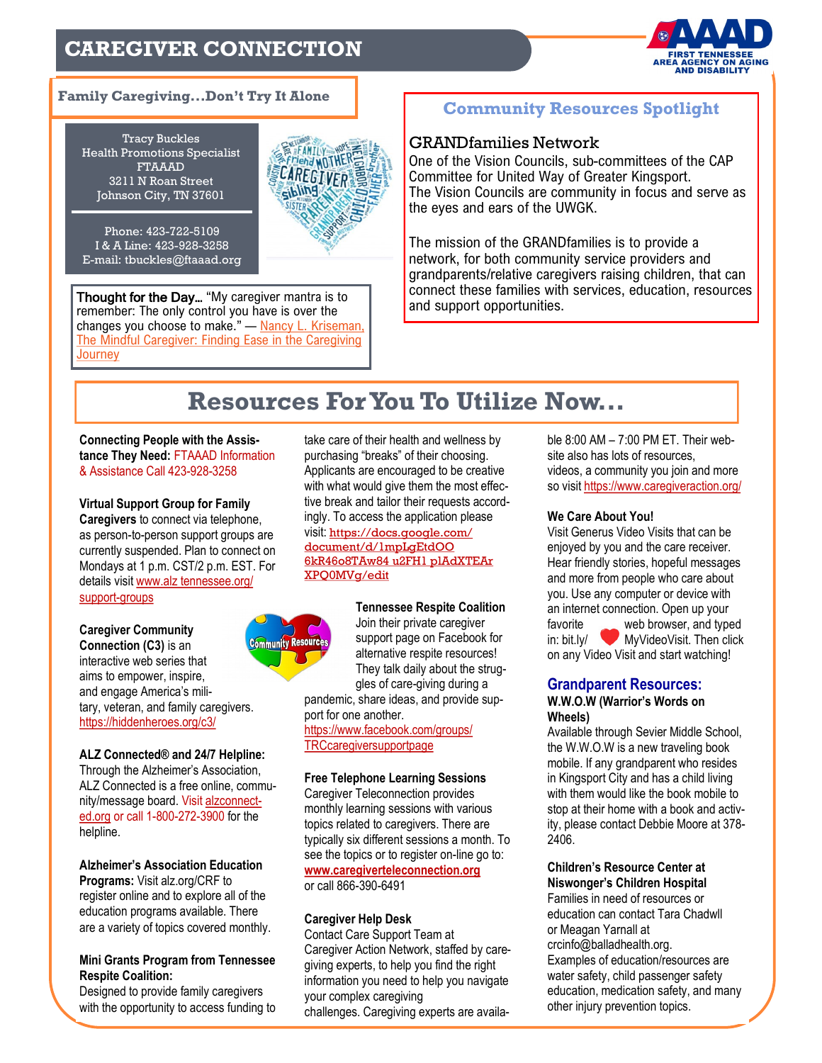# CAREGIVER CONNECTION

FIRST TENNESSEE AREA AGENCY ON AGING AND DISABILITY

## Family Caregiving…Don't Try It Alone

Tracy Buckles
Health Promotions Specialist
FTAAAD
3211 N Roan Street
Johnson City, TN 37601

Phone: 423-722-5109
I & A Line: 423-928-3258
E-mail: tbuckles@ftaaad.org

**Thought for the Day…** "My caregiver mantra is to remember: The only control you have is over the changes you choose to make." — Nancy L. Kriseman, The Mindful Caregiver: Finding Ease in the Caregiving Journey

## Community Resources Spotlight

### GRANDfamilies Network

One of the Vision Councils, sub-committees of the CAP Committee for United Way of Greater Kingsport.
The Vision Councils are community in focus and serve as the eyes and ears of the UWGK.

The mission of the GRANDfamilies is to provide a network, for both community service providers and grandparents/relative caregivers raising children, that can connect these families with services, education, resources and support opportunities.

## Resources For You To Utilize Now…

**Connecting People with the Assistance They Need:** FTAAAD Information & Assistance Call 423-928-3258

**Virtual Support Group for Family Caregivers** to connect via telephone, as person-to-person support groups are currently suspended. Plan to connect on Mondays at 1 p.m. CST/2 p.m. EST. For details visit www.alz tennessee.org/support-groups

**Caregiver Community Connection (C3)** is an interactive web series that aims to empower, inspire, and engage America's military, veteran, and family caregivers. https://hiddenheroes.org/c3/

**ALZ Connected® and 24/7 Helpline:** Through the Alzheimer's Association, ALZ Connected is a free online, community/message board. Visit alzconnected.org or call 1-800-272-3900 for the helpline.

**Alzheimer's Association Education Programs:** Visit alz.org/CRF to register online and to explore all of the education programs available. There are a variety of topics covered monthly.

**Mini Grants Program from Tennessee Respite Coalition:**
Designed to provide family caregivers with the opportunity to access funding to take care of their health and wellness by purchasing "breaks" of their choosing. Applicants are encouraged to be creative with what would give them the most effective break and tailor their requests accordingly. To access the application please visit: https://docs.google.com/document/d/1mpLgEtdOO6kR46o8TAw84 u2FH1 plAdXTEArXPQ0MVg/edit

**Tennessee Respite Coalition**
Join their private caregiver support page on Facebook for alternative respite resources! They talk daily about the struggles of care-giving during a pandemic, share ideas, and provide support for one another.
https://www.facebook.com/groups/TRCcaregiversupportpage

**Free Telephone Learning Sessions**
Caregiver Teleconnection provides monthly learning sessions with various topics related to caregivers. There are typically six different sessions a month. To see the topics or to register on-line go to: **www.caregiverteleconnection.org** or call 866-390-6491

**Caregiver Help Desk**
Contact Care Support Team at Caregiver Action Network, staffed by caregiving experts, to help you find the right information you need to help you navigate your complex caregiving challenges. Caregiving experts are available 8:00 AM – 7:00 PM ET. Their website also has lots of resources, videos, a community you join and more so visit https://www.caregiveraction.org/

**We Care About You!**
Visit Generus Video Visits that can be enjoyed by you and the care receiver. Hear friendly stories, hopeful messages and more from people who care about you. Use any computer or device with an internet connection. Open up your favorite web browser, and typed in: bit.ly/MyVideoVisit. Then click on any Video Visit and start watching!

### Grandparent Resources:

**W.W.O.W (Warrior's Words on Wheels)**
Available through Sevier Middle School, the W.W.O.W is a new traveling book mobile. If any grandparent who resides in Kingsport City and has a child living with them would like the book mobile to stop at their home with a book and activity, please contact Debbie Moore at 378-2406.

**Children's Resource Center at Niswonger's Children Hospital**
Families in need of resources or education can contact Tara Chadwll or Meagan Yarnall at crcinfo@balladhealth.org.
Examples of education/resources are water safety, child passenger safety education, medication safety, and many other injury prevention topics.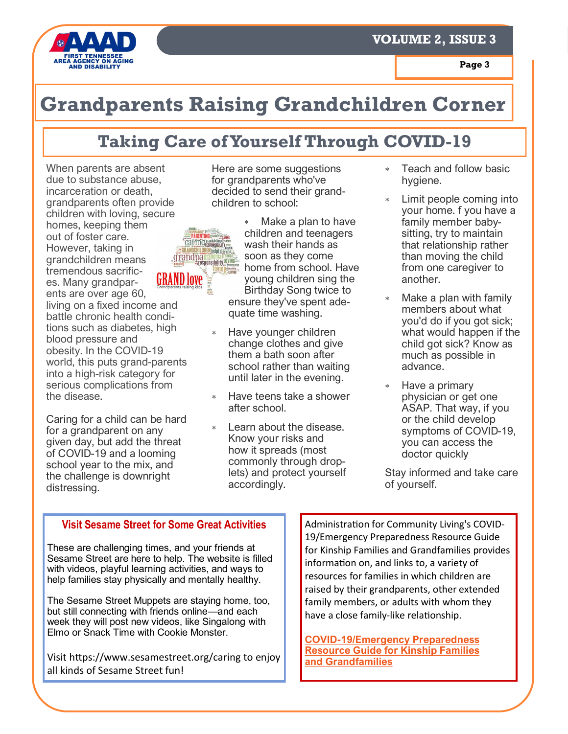# Grandparents Raising Grandchildren Corner

## Taking Care of Yourself Through COVID-19

When parents are absent due to substance abuse, incarceration or death, grandparents often provide children with loving, secure homes, keeping them out of foster care. However, taking in grandchildren means tremendous sacrifices. Many grandparents are over age 60, living on a fixed income and battle chronic health conditions such as diabetes, high blood pressure and obesity. In the COVID-19 world, this puts grand-parents into a high-risk category for serious complications from the disease.

Caring for a child can be hard for a grandparent on any given day, but add the threat of COVID-19 and a looming school year to the mix, and the challenge is downright distressing.

Here are some suggestions for grandparents who've decided to send their grand-children to school:

- Make a plan to have children and teenagers wash their hands as soon as they come home from school. Have young children sing the Birthday Song twice to ensure they've spent adequate time washing.
- Have younger children change clothes and give them a bath soon after school rather than waiting until later in the evening.
- Have teens take a shower after school.
- Learn about the disease. Know your risks and how it spreads (most commonly through droplets) and protect yourself accordingly.
- Teach and follow basic hygiene.
- Limit people coming into your home. f you have a family member baby-sitting, try to maintain that relationship rather than moving the child from one caregiver to another.
- Make a plan with family members about what you'd do if you got sick; what would happen if the child got sick? Know as much as possible in advance.
- Have a primary physician or get one ASAP. That way, if you or the child develop symptoms of COVID-19, you can access the doctor quickly

Stay informed and take care of yourself.

### Visit Sesame Street for Some Great Activities

These are challenging times, and your friends at Sesame Street are here to help. The website is filled with videos, playful learning activities, and ways to help families stay physically and mentally healthy.

The Sesame Street Muppets are staying home, too, but still connecting with friends online—and each week they will post new videos, like Singalong with Elmo or Snack Time with Cookie Monster.

Visit https://www.sesamestreet.org/caring to enjoy all kinds of Sesame Street fun!

---

Administration for Community Living's COVID-19/Emergency Preparedness Resource Guide for Kinship Families and Grandfamilies provides information on, and links to, a variety of resources for families in which children are raised by their grandparents, other extended family members, or adults with whom they have a close family-like relationship.

**COVID-19/Emergency Preparedness Resource Guide for Kinship Families and Grandfamilies**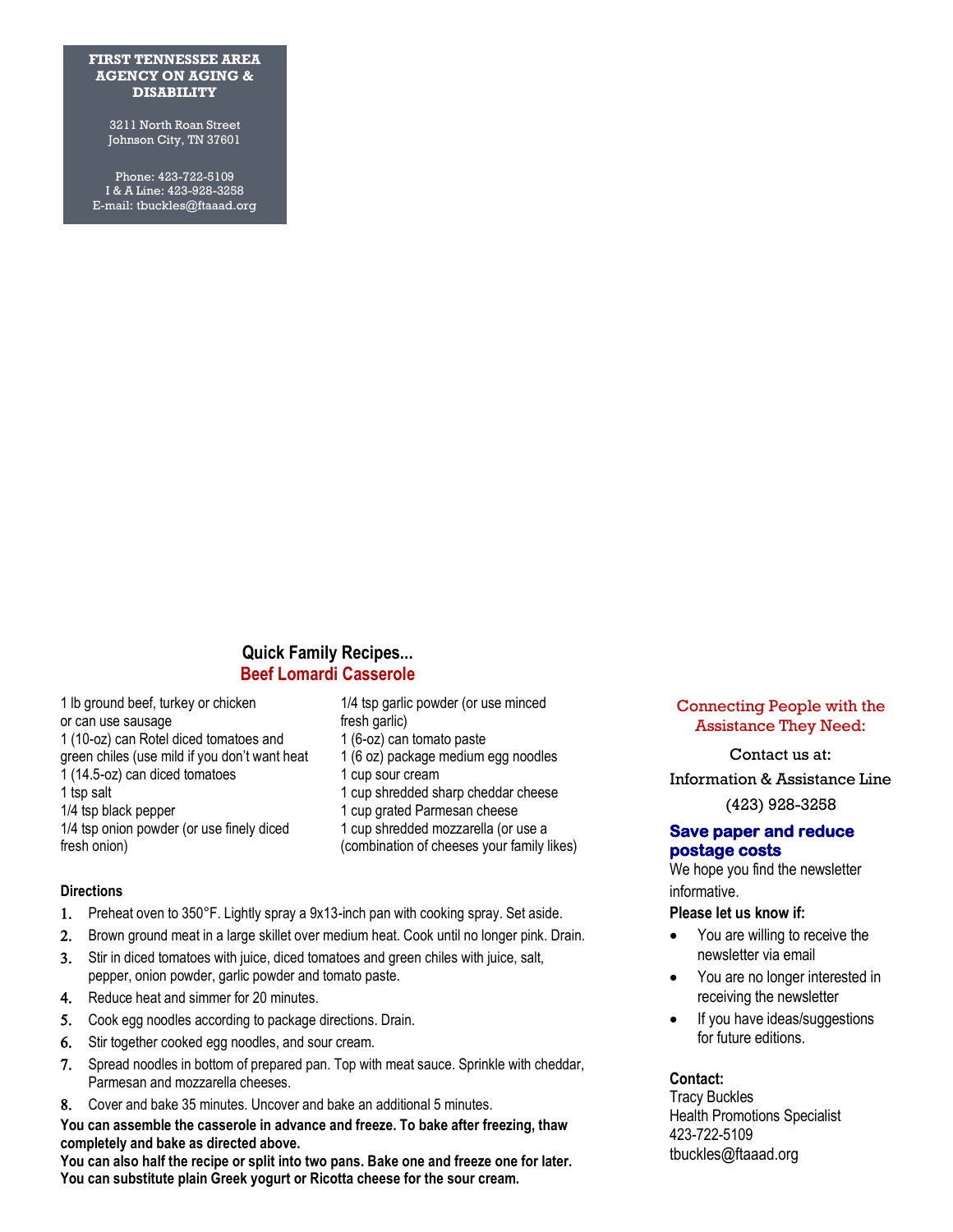**FIRST TENNESSEE AREA AGENCY ON AGING & DISABILITY**

3211 North Roan Street
Johnson City, TN 37601

Phone: 423-722-5109
I & A Line: 423-928-3258
E-mail: tbuckles@ftaaad.org

## Quick Family Recipes...

## Beef Lomardi Casserole

1 lb ground beef, turkey or chicken or can use sausage
1 (10-oz) can Rotel diced tomatoes and green chiles (use mild if you don't want heat
1 (14.5-oz) can diced tomatoes
1 tsp salt
1/4 tsp black pepper
1/4 tsp onion powder (or use finely diced fresh onion)
1/4 tsp garlic powder (or use minced fresh garlic)
1 (6-oz) can tomato paste
1 (6 oz) package medium egg noodles
1 cup sour cream
1 cup shredded sharp cheddar cheese
1 cup grated Parmesan cheese
1 cup shredded mozzarella (or use a (combination of cheeses your family likes)

**Directions**

1. Preheat oven to 350°F. Lightly spray a 9x13-inch pan with cooking spray. Set aside.
2. Brown ground meat in a large skillet over medium heat. Cook until no longer pink. Drain.
3. Stir in diced tomatoes with juice, diced tomatoes and green chiles with juice, salt, pepper, onion powder, garlic powder and tomato paste.
4. Reduce heat and simmer for 20 minutes.
5. Cook egg noodles according to package directions. Drain.
6. Stir together cooked egg noodles, and sour cream.
7. Spread noodles in bottom of prepared pan. Top with meat sauce. Sprinkle with cheddar, Parmesan and mozzarella cheeses.
8. Cover and bake 35 minutes. Uncover and bake an additional 5 minutes.

**You can assemble the casserole in advance and freeze. To bake after freezing, thaw completely and bake as directed above.**
**You can also half the recipe or split into two pans. Bake one and freeze one for later.**
**You can substitute plain Greek yogurt or Ricotta cheese for the sour cream.**

Connecting People with the Assistance They Need:

Contact us at:

Information & Assistance Line

(423) 928-3258

### Save paper and reduce postage costs

We hope you find the newsletter informative.

**Please let us know if:**

- You are willing to receive the newsletter via email
- You are no longer interested in receiving the newsletter
- If you have ideas/suggestions for future editions.

**Contact:**
Tracy Buckles
Health Promotions Specialist
423-722-5109
tbuckles@ftaaad.org